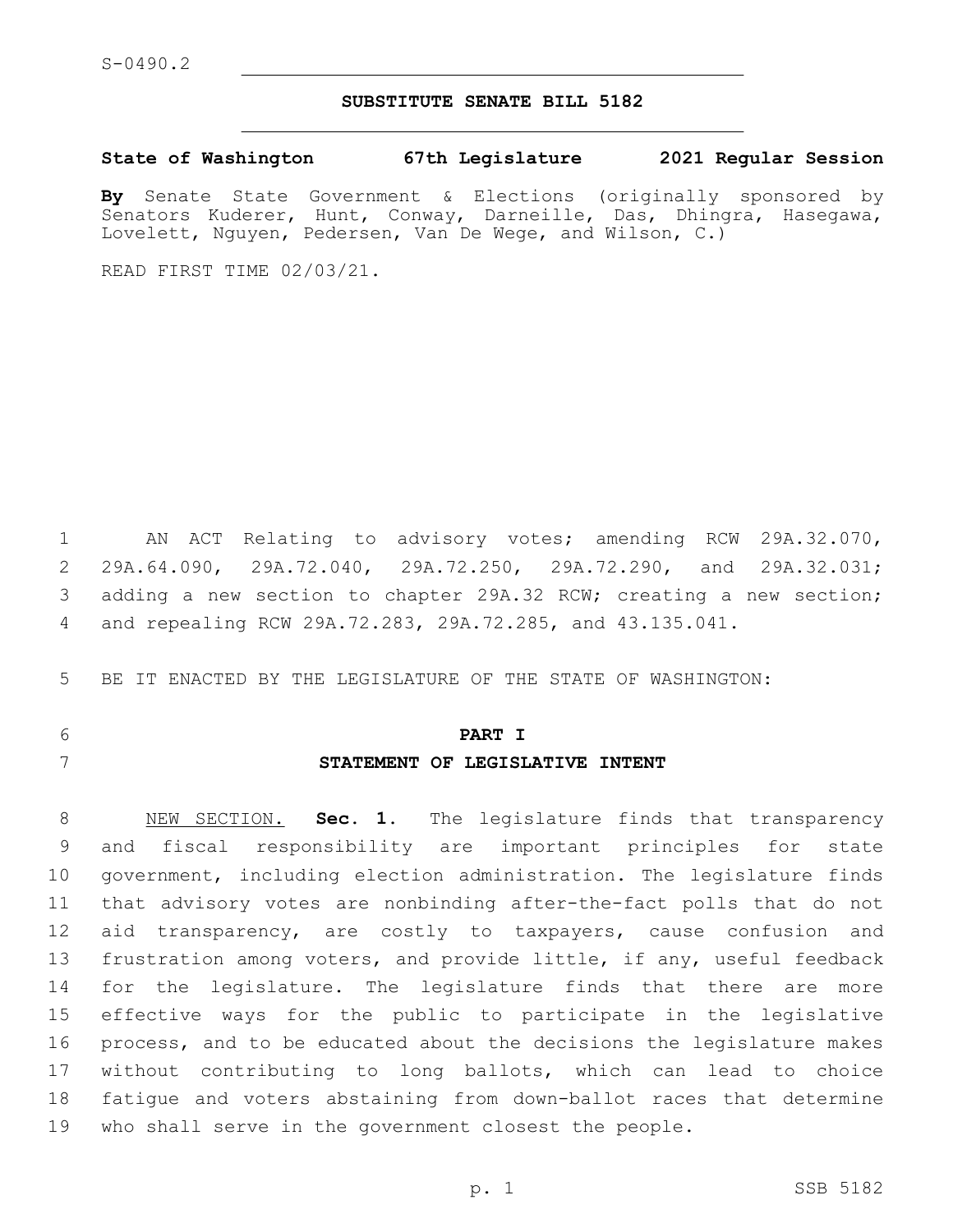S-0490.2

**SUBSTITUTE SENATE BILL 5182**

**State of Washington 67th Legislature 2021 Regular Session**

**By** Senate State Government & Elections (originally sponsored by Senators Kuderer, Hunt, Conway, Darneille, Das, Dhingra, Hasegawa, Lovelett, Nguyen, Pedersen, Van De Wege, and Wilson, C.)

READ FIRST TIME 02/03/21.

AN ACT Relating to advisory votes; amending RCW 29A.32.070, 29A.64.090, 29A.72.040, 29A.72.250, 29A.72.290, and 29A.32.031; adding a new section to chapter 29A.32 RCW; creating a new section; and repealing RCW 29A.72.283, 29A.72.285, and 43.135.041.

BE IT ENACTED BY THE LEGISLATURE OF THE STATE OF WASHINGTON:

**PART I**

**STATEMENT OF LEGISLATIVE INTENT**

NEW SECTION. **Sec. 1.** The legislature finds that transparency and fiscal responsibility are important principles for state government, including election administration. The legislature finds that advisory votes are nonbinding after-the-fact polls that do not aid transparency, are costly to taxpayers, cause confusion and frustration among voters, and provide little, if any, useful feedback for the legislature. The legislature finds that there are more effective ways for the public to participate in the legislative process, and to be educated about the decisions the legislature makes without contributing to long ballots, which can lead to choice fatigue and voters abstaining from down-ballot races that determine who shall serve in the government closest the people.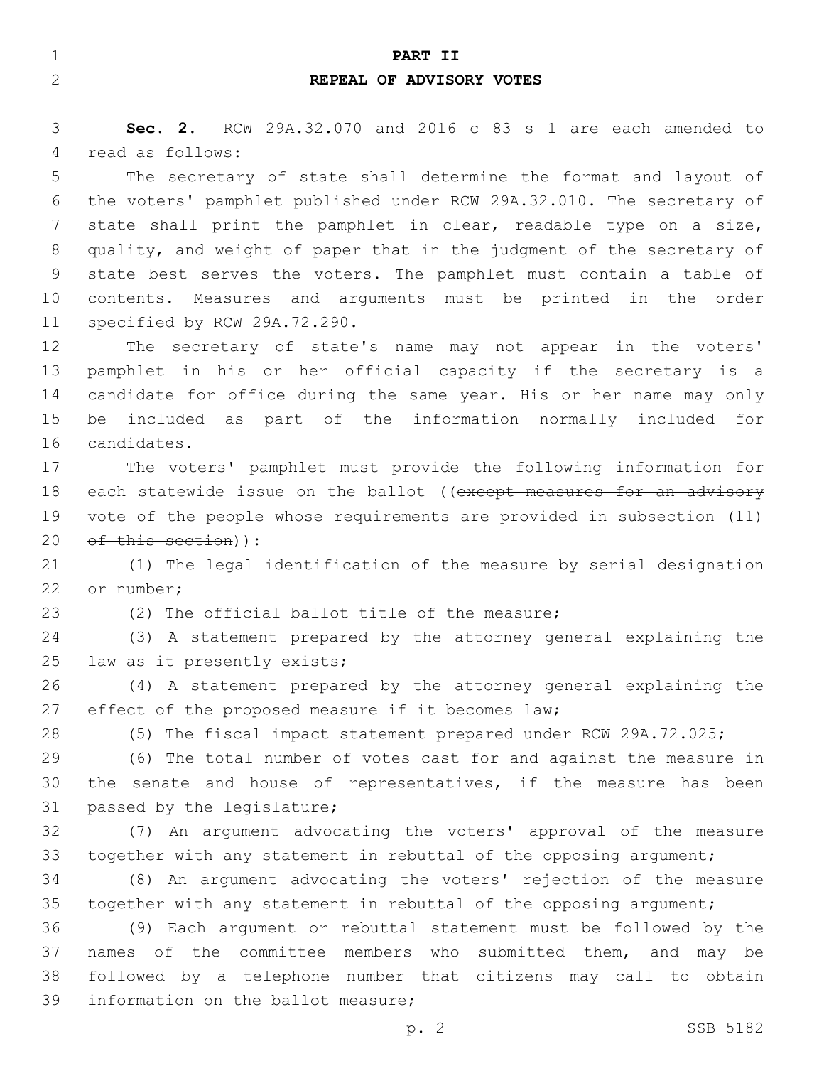## PART II
## REPEAL OF ADVISORY VOTES

**Sec. 2.** RCW 29A.32.070 and 2016 c 83 s 1 are each amended to read as follows:

The secretary of state shall determine the format and layout of the voters' pamphlet published under RCW 29A.32.010. The secretary of state shall print the pamphlet in clear, readable type on a size, quality, and weight of paper that in the judgment of the secretary of state best serves the voters. The pamphlet must contain a table of contents. Measures and arguments must be printed in the order specified by RCW 29A.72.290.

The secretary of state's name may not appear in the voters' pamphlet in his or her official capacity if the secretary is a candidate for office during the same year. His or her name may only be included as part of the information normally included for candidates.

The voters' pamphlet must provide the following information for each statewide issue on the ballot ((~~except measures for an advisory vote of the people whose requirements are provided in subsection (11) of this section~~)):

(1) The legal identification of the measure by serial designation or number;

(2) The official ballot title of the measure;

(3) A statement prepared by the attorney general explaining the law as it presently exists;

(4) A statement prepared by the attorney general explaining the effect of the proposed measure if it becomes law;

(5) The fiscal impact statement prepared under RCW 29A.72.025;

(6) The total number of votes cast for and against the measure in the senate and house of representatives, if the measure has been passed by the legislature;

(7) An argument advocating the voters' approval of the measure together with any statement in rebuttal of the opposing argument;

(8) An argument advocating the voters' rejection of the measure together with any statement in rebuttal of the opposing argument;

(9) Each argument or rebuttal statement must be followed by the names of the committee members who submitted them, and may be followed by a telephone number that citizens may call to obtain information on the ballot measure;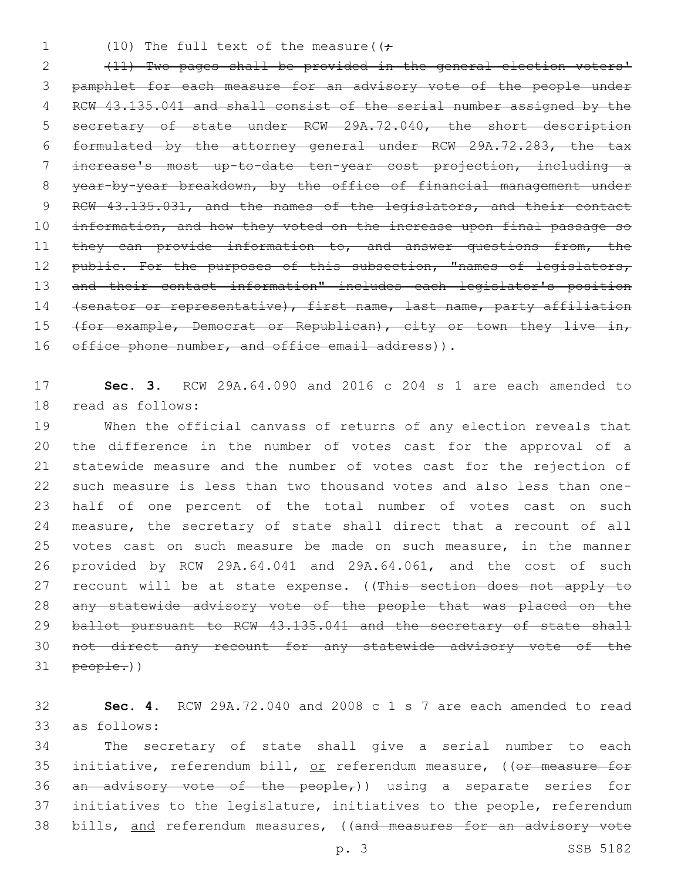(10) The full text of the measure((~~;~~

~~(11) Two pages shall be provided in the general election voters' pamphlet for each measure for an advisory vote of the people under RCW 43.135.041 and shall consist of the serial number assigned by the secretary of state under RCW 29A.72.040, the short description formulated by the attorney general under RCW 29A.72.283, the tax increase's most up-to-date ten-year cost projection, including a year-by-year breakdown, by the office of financial management under RCW 43.135.031, and the names of the legislators, and their contact information, and how they voted on the increase upon final passage so they can provide information to, and answer questions from, the public. For the purposes of this subsection, "names of legislators, and their contact information" includes each legislator's position (senator or representative), first name, last name, party affiliation (for example, Democrat or Republican), city or town they live in, office phone number, and office email address~~)).

**Sec. 3.** RCW 29A.64.090 and 2016 c 204 s 1 are each amended to read as follows:

When the official canvass of returns of any election reveals that the difference in the number of votes cast for the approval of a statewide measure and the number of votes cast for the rejection of such measure is less than two thousand votes and also less than one-half of one percent of the total number of votes cast on such measure, the secretary of state shall direct that a recount of all votes cast on such measure be made on such measure, in the manner provided by RCW 29A.64.041 and 29A.64.061, and the cost of such recount will be at state expense. ((~~This section does not apply to any statewide advisory vote of the people that was placed on the ballot pursuant to RCW 43.135.041 and the secretary of state shall not direct any recount for any statewide advisory vote of the people.~~))

**Sec. 4.** RCW 29A.72.040 and 2008 c 1 s 7 are each amended to read as follows:

The secretary of state shall give a serial number to each initiative, referendum bill, <u>or</u> referendum measure, ((~~or measure for an advisory vote of the people,~~)) using a separate series for initiatives to the legislature, initiatives to the people, referendum bills, <u>and</u> referendum measures, ((~~and measures for an advisory vote~~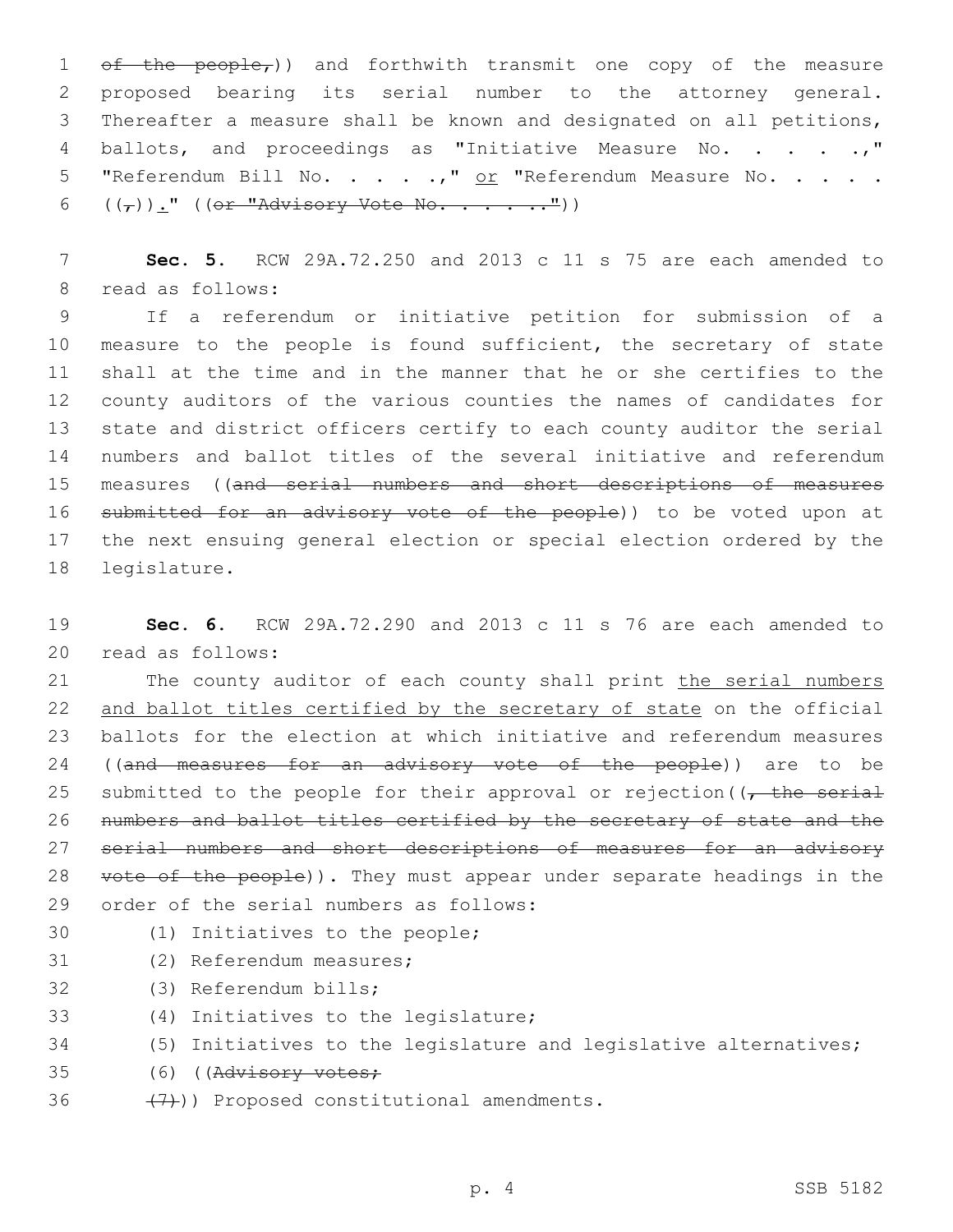~~of the people,~~)) and forthwith transmit one copy of the measure proposed bearing its serial number to the attorney general. Thereafter a measure shall be known and designated on all petitions, ballots, and proceedings as "Initiative Measure No. . . . .," "Referendum Bill No. . . . .," <u>or</u> "Referendum Measure No. . . . . ((~~,~~))<u>.</u>" ((~~or "Advisory Vote No. . . . . ."~~))

**Sec. 5.** RCW 29A.72.250 and 2013 c 11 s 75 are each amended to read as follows:

If a referendum or initiative petition for submission of a measure to the people is found sufficient, the secretary of state shall at the time and in the manner that he or she certifies to the county auditors of the various counties the names of candidates for state and district officers certify to each county auditor the serial numbers and ballot titles of the several initiative and referendum measures ((~~and serial numbers and short descriptions of measures submitted for an advisory vote of the people~~)) to be voted upon at the next ensuing general election or special election ordered by the legislature.

**Sec. 6.** RCW 29A.72.290 and 2013 c 11 s 76 are each amended to read as follows:

The county auditor of each county shall print <u>the serial numbers and ballot titles certified by the secretary of state</u> on the official ballots for the election at which initiative and referendum measures ((~~and measures for an advisory vote of the people~~)) are to be submitted to the people for their approval or rejection((~~, the serial numbers and ballot titles certified by the secretary of state and the serial numbers and short descriptions of measures for an advisory vote of the people~~)). They must appear under separate headings in the order of the serial numbers as follows:

(1) Initiatives to the people;

(2) Referendum measures;

(3) Referendum bills;

(4) Initiatives to the legislature;

(5) Initiatives to the legislature and legislative alternatives;

(6) ((~~Advisory votes;~~

~~(7)~~)) Proposed constitutional amendments.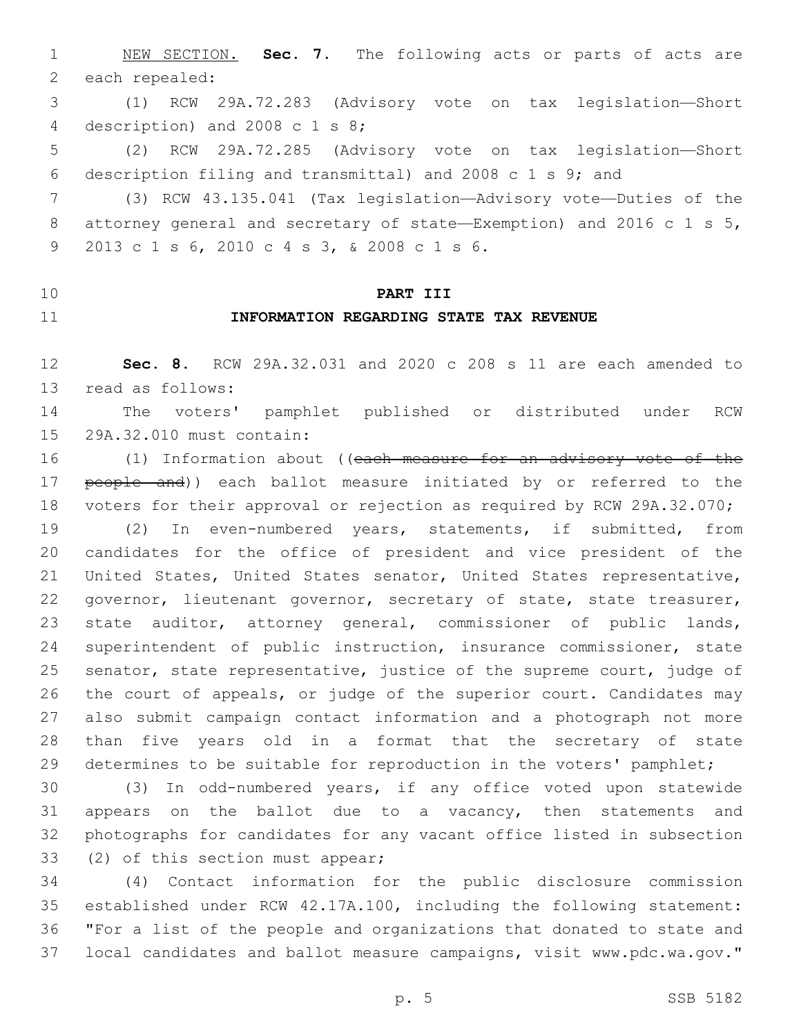NEW SECTION. **Sec. 7.** The following acts or parts of acts are each repealed:

(1) RCW 29A.72.283 (Advisory vote on tax legislation—Short description) and 2008 c 1 s 8;

(2) RCW 29A.72.285 (Advisory vote on tax legislation—Short description filing and transmittal) and 2008 c 1 s 9; and

(3) RCW 43.135.041 (Tax legislation—Advisory vote—Duties of the attorney general and secretary of state—Exemption) and 2016 c 1 s 5, 2013 c 1 s 6, 2010 c 4 s 3, & 2008 c 1 s 6.

## PART III

## INFORMATION REGARDING STATE TAX REVENUE

**Sec. 8.** RCW 29A.32.031 and 2020 c 208 s 11 are each amended to read as follows:

The voters' pamphlet published or distributed under RCW 29A.32.010 must contain:

(1) Information about ((~~each measure for an advisory vote of the people and~~)) each ballot measure initiated by or referred to the voters for their approval or rejection as required by RCW 29A.32.070;

(2) In even-numbered years, statements, if submitted, from candidates for the office of president and vice president of the United States, United States senator, United States representative, governor, lieutenant governor, secretary of state, state treasurer, state auditor, attorney general, commissioner of public lands, superintendent of public instruction, insurance commissioner, state senator, state representative, justice of the supreme court, judge of the court of appeals, or judge of the superior court. Candidates may also submit campaign contact information and a photograph not more than five years old in a format that the secretary of state determines to be suitable for reproduction in the voters' pamphlet;

(3) In odd-numbered years, if any office voted upon statewide appears on the ballot due to a vacancy, then statements and photographs for candidates for any vacant office listed in subsection (2) of this section must appear;

(4) Contact information for the public disclosure commission established under RCW 42.17A.100, including the following statement: "For a list of the people and organizations that donated to state and local candidates and ballot measure campaigns, visit www.pdc.wa.gov."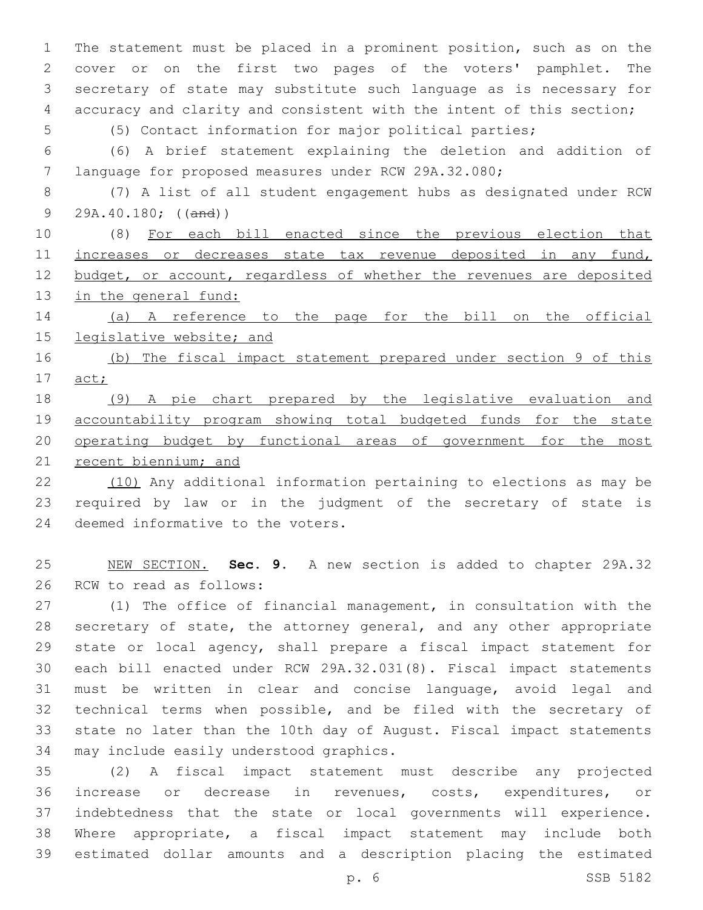The statement must be placed in a prominent position, such as on the cover or on the first two pages of the voters' pamphlet. The secretary of state may substitute such language as is necessary for accuracy and clarity and consistent with the intent of this section;

(5) Contact information for major political parties;

(6) A brief statement explaining the deletion and addition of language for proposed measures under RCW 29A.32.080;

(7) A list of all student engagement hubs as designated under RCW 29A.40.180; ((~~and~~))

(8) <u>For each bill enacted since the previous election that increases or decreases state tax revenue deposited in any fund, budget, or account, regardless of whether the revenues are deposited in the general fund:</u>

<u>(a) A reference to the page for the bill on the official legislative website; and</u>

<u>(b) The fiscal impact statement prepared under section 9 of this act;</u>

<u>(9) A pie chart prepared by the legislative evaluation and accountability program showing total budgeted funds for the state operating budget by functional areas of government for the most recent biennium; and</u>

<u>(10)</u> Any additional information pertaining to elections as may be required by law or in the judgment of the secretary of state is deemed informative to the voters.

<u>NEW SECTION.</u> **Sec. 9.** A new section is added to chapter 29A.32 RCW to read as follows:

(1) The office of financial management, in consultation with the secretary of state, the attorney general, and any other appropriate state or local agency, shall prepare a fiscal impact statement for each bill enacted under RCW 29A.32.031(8). Fiscal impact statements must be written in clear and concise language, avoid legal and technical terms when possible, and be filed with the secretary of state no later than the 10th day of August. Fiscal impact statements may include easily understood graphics.

(2) A fiscal impact statement must describe any projected increase or decrease in revenues, costs, expenditures, or indebtedness that the state or local governments will experience. Where appropriate, a fiscal impact statement may include both estimated dollar amounts and a description placing the estimated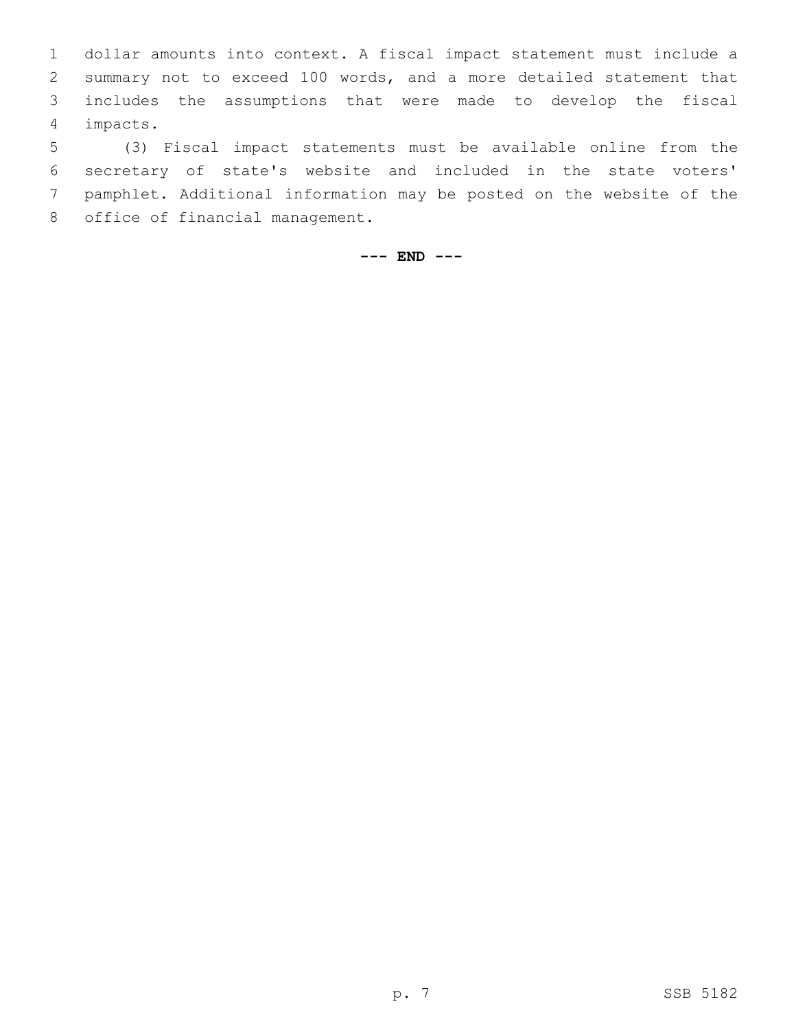dollar amounts into context. A fiscal impact statement must include a summary not to exceed 100 words, and a more detailed statement that includes the assumptions that were made to develop the fiscal impacts.

(3) Fiscal impact statements must be available online from the secretary of state's website and included in the state voters' pamphlet. Additional information may be posted on the website of the office of financial management.

**--- END ---**